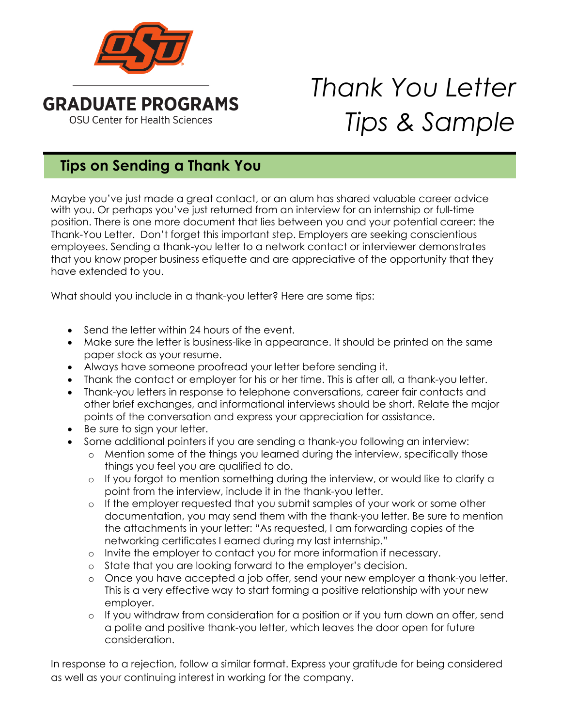GRADUATE PROGRAMS

OSU Center for Health Sciences

# *Thank You Letter Tips & Sample*

## Tips on Sending a Thank You

Maybe you've just made a great contact, or an alum has shared valuable career advice with you. Or perhaps you've just returned from an interview for an internship or full-time position. There is one more document that lies between you and your potential career: the Thank-You Letter. Don't forget this important step. Employers are seeking conscientious employees. Sending a thank-you letter to a network contact or interviewer demonstrates that you know proper business etiquette and are appreciative of the opportunity that they have extended to you.

What should you include in a thank-you letter? Here are some tips:

- Send the letter within 24 hours of the event.
- Make sure the letter is business-like in appearance. It should be printed on the same paper stock as your resume.
- Always have someone proofread your letter before sending it.
- Thank the contact or employer for his or her time. This is after all, a thank-you letter.
- Thank-you letters in response to telephone conversations, career fair contacts and other brief exchanges, and informational interviews should be short. Relate the major points of the conversation and express your appreciation for assistance.
- Be sure to sign your letter.
- Some additional pointers if you are sending a thank-you following an interview:
  - Mention some of the things you learned during the interview, specifically those things you feel you are qualified to do.
  - If you forgot to mention something during the interview, or would like to clarify a point from the interview, include it in the thank-you letter.
  - If the employer requested that you submit samples of your work or some other documentation, you may send them with the thank-you letter. Be sure to mention the attachments in your letter: "As requested, I am forwarding copies of the networking certificates I earned during my last internship."
  - Invite the employer to contact you for more information if necessary.
  - State that you are looking forward to the employer's decision.
  - Once you have accepted a job offer, send your new employer a thank-you letter. This is a very effective way to start forming a positive relationship with your new employer.
  - If you withdraw from consideration for a position or if you turn down an offer, send a polite and positive thank-you letter, which leaves the door open for future consideration.

In response to a rejection, follow a similar format. Express your gratitude for being considered as well as your continuing interest in working for the company.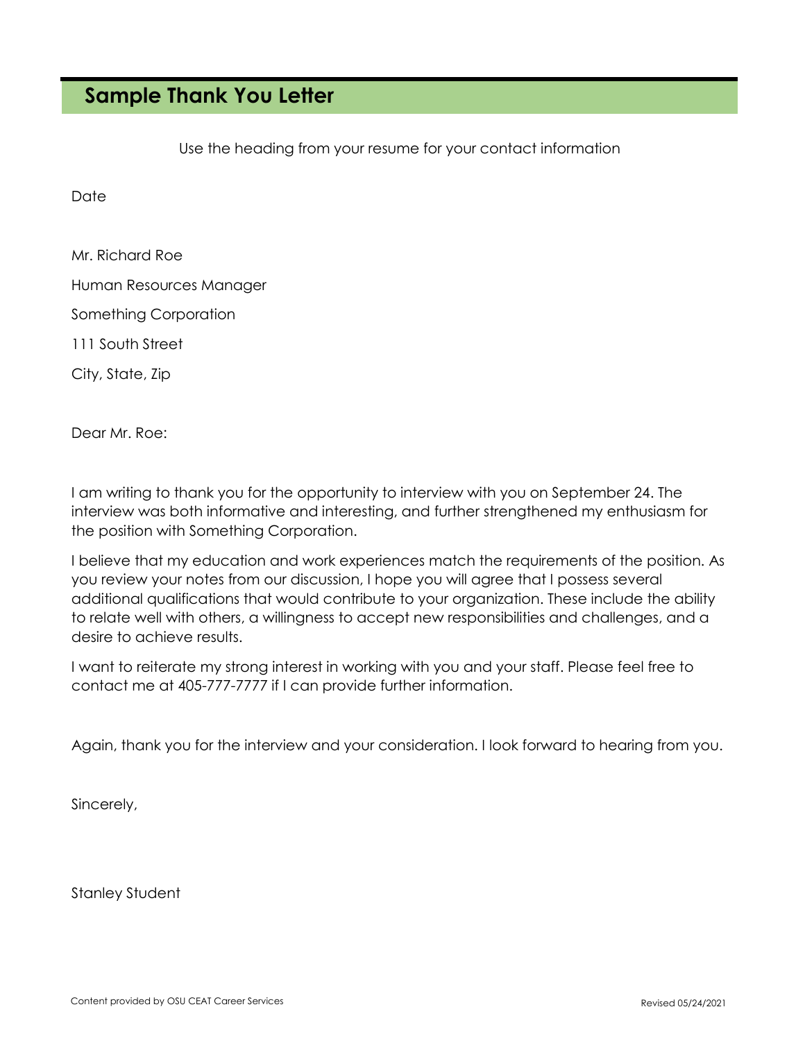## Sample Thank You Letter

Use the heading from your resume for your contact information

Date

Mr. Richard Roe

Human Resources Manager

Something Corporation

111 South Street

City, State, Zip

Dear Mr. Roe:

I am writing to thank you for the opportunity to interview with you on September 24. The interview was both informative and interesting, and further strengthened my enthusiasm for the position with Something Corporation.

I believe that my education and work experiences match the requirements of the position. As you review your notes from our discussion, I hope you will agree that I possess several additional qualifications that would contribute to your organization. These include the ability to relate well with others, a willingness to accept new responsibilities and challenges, and a desire to achieve results.

I want to reiterate my strong interest in working with you and your staff. Please feel free to contact me at 405-777-7777 if I can provide further information.

Again, thank you for the interview and your consideration. I look forward to hearing from you.

Sincerely,

Stanley Student

Content provided by OSU CEAT Career Services

Revised 05/24/2021